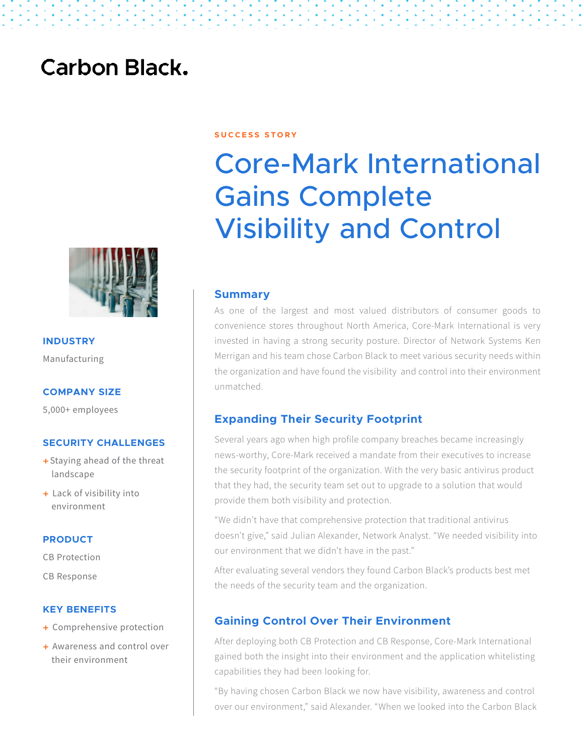Carbon Black.

SUCCESS STORY

# Core-Mark International Gains Complete Visibility and Control

### INDUSTRY

Manufacturing

### COMPANY SIZE

5,000+ employees

### SECURITY CHALLENGES

+ Staying ahead of the threat landscape
+ Lack of visibility into environment

### PRODUCT

CB Protection

CB Response

### KEY BENEFITS

+ Comprehensive protection
+ Awareness and control over their environment

## Summary

As one of the largest and most valued distributors of consumer goods to convenience stores throughout North America, Core-Mark International is very invested in having a strong security posture. Director of Network Systems Ken Merrigan and his team chose Carbon Black to meet various security needs within the organization and have found the visibility and control into their environment unmatched.

## Expanding Their Security Footprint

Several years ago when high profile company breaches became increasingly news-worthy, Core-Mark received a mandate from their executives to increase the security footprint of the organization. With the very basic antivirus product that they had, the security team set out to upgrade to a solution that would provide them both visibility and protection.

"We didn't have that comprehensive protection that traditional antivirus doesn't give," said Julian Alexander, Network Analyst. "We needed visibility into our environment that we didn't have in the past."

After evaluating several vendors they found Carbon Black's products best met the needs of the security team and the organization.

## Gaining Control Over Their Environment

After deploying both CB Protection and CB Response, Core-Mark International gained both the insight into their environment and the application whitelisting capabilities they had been looking for.

"By having chosen Carbon Black we now have visibility, awareness and control over our environment," said Alexander. "When we looked into the Carbon Black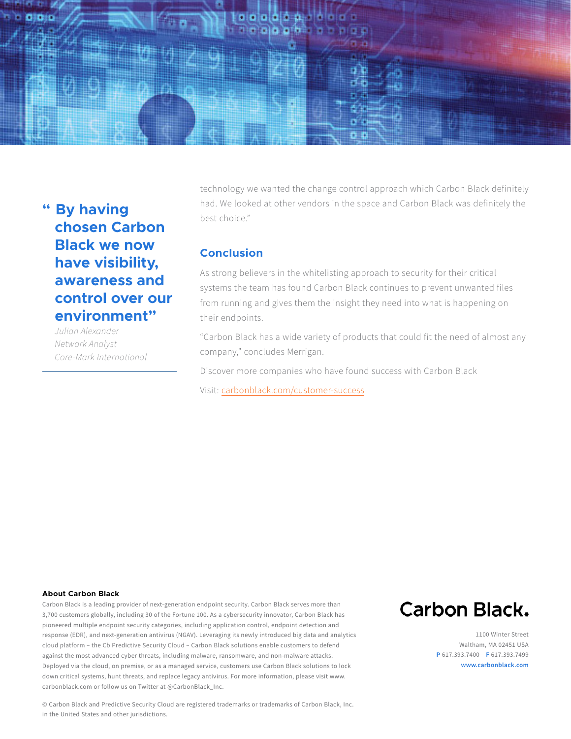technology we wanted the change control approach which Carbon Black definitely had. We looked at other vendors in the space and Carbon Black was definitely the best choice."

> **" By having chosen Carbon Black we now have visibility, awareness and control over our environment"**
>
> *Julian Alexander*
> *Network Analyst*
> *Core-Mark International*

## Conclusion

As strong believers in the whitelisting approach to security for their critical systems the team has found Carbon Black continues to prevent unwanted files from running and gives them the insight they need into what is happening on their endpoints.

"Carbon Black has a wide variety of products that could fit the need of almost any company," concludes Merrigan.

Discover more companies who have found success with Carbon Black

Visit: carbonblack.com/customer-success

**About Carbon Black**

Carbon Black is a leading provider of next-generation endpoint security. Carbon Black serves more than 3,700 customers globally, including 30 of the Fortune 100. As a cybersecurity innovator, Carbon Black has pioneered multiple endpoint security categories, including application control, endpoint detection and response (EDR), and next-generation antivirus (NGAV). Leveraging its newly introduced big data and analytics cloud platform – the Cb Predictive Security Cloud – Carbon Black solutions enable customers to defend against the most advanced cyber threats, including malware, ransomware, and non-malware attacks. Deployed via the cloud, on premise, or as a managed service, customers use Carbon Black solutions to lock down critical systems, hunt threats, and replace legacy antivirus. For more information, please visit www.carbonblack.com or follow us on Twitter at @CarbonBlack_Inc.

© Carbon Black and Predictive Security Cloud are registered trademarks or trademarks of Carbon Black, Inc. in the United States and other jurisdictions.

Carbon Black.

1100 Winter Street
Waltham, MA 02451 USA
**P** 617.393.7400 **F** 617.393.7499
**www.carbonblack.com**